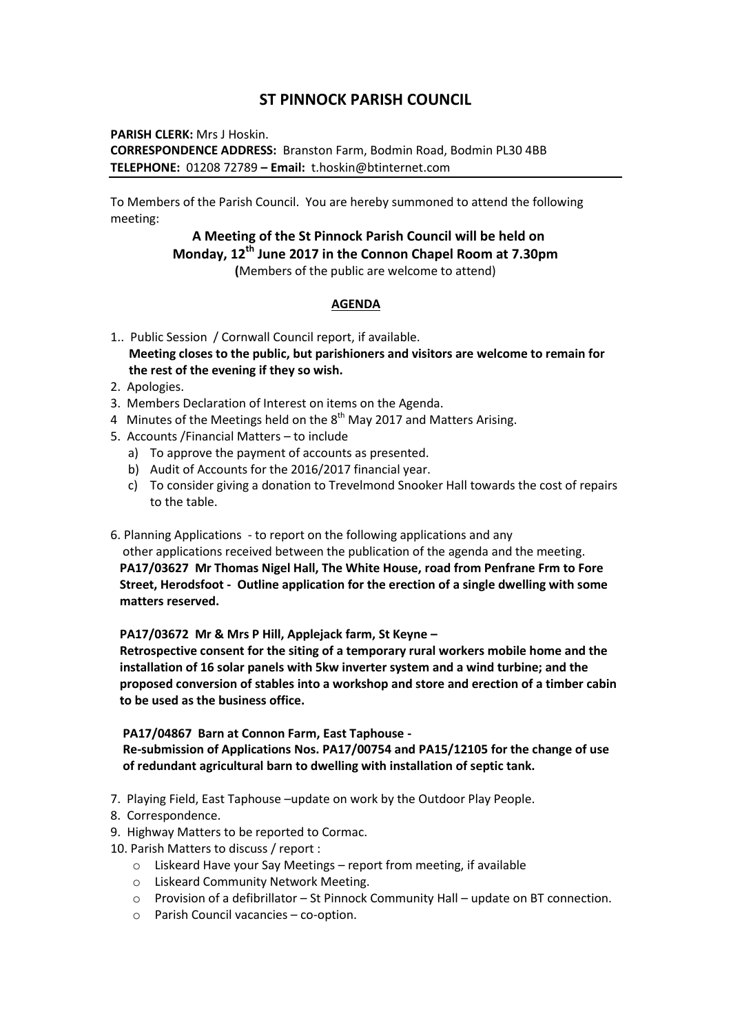# ST PINNOCK PARISH COUNCIL

**PARISH CLERK:** Mrs J Hoskin.
**CORRESPONDENCE ADDRESS:** Branston Farm, Bodmin Road, Bodmin PL30 4BB
**TELEPHONE:** 01208 72789 **– Email:** t.hoskin@btinternet.com

---

To Members of the Parish Council. You are hereby summoned to attend the following meeting:

**A Meeting of the St Pinnock Parish Council will be held on Monday, 12th June 2017 in the Connon Chapel Room at 7.30pm**
**(**Members of the public are welcome to attend)

**AGENDA**

1.. Public Session / Cornwall Council report, if available.
 **Meeting closes to the public, but parishioners and visitors are welcome to remain for the rest of the evening if they so wish.**
2. Apologies.
3. Members Declaration of Interest on items on the Agenda.
4 Minutes of the Meetings held on the 8th May 2017 and Matters Arising.
5. Accounts /Financial Matters – to include
   a) To approve the payment of accounts as presented.
   b) Audit of Accounts for the 2016/2017 financial year.
   c) To consider giving a donation to Trevelmond Snooker Hall towards the cost of repairs to the table.

6. Planning Applications - to report on the following applications and any other applications received between the publication of the agenda and the meeting.
 **PA17/03627 Mr Thomas Nigel Hall, The White House, road from Penfrane Frm to Fore Street, Herodsfoot - Outline application for the erection of a single dwelling with some matters reserved.**

 **PA17/03672 Mr & Mrs P Hill, Applejack farm, St Keyne –**
 **Retrospective consent for the siting of a temporary rural workers mobile home and the installation of 16 solar panels with 5kw inverter system and a wind turbine; and the proposed conversion of stables into a workshop and store and erection of a timber cabin to be used as the business office.**

 **PA17/04867 Barn at Connon Farm, East Taphouse -**
 **Re-submission of Applications Nos. PA17/00754 and PA15/12105 for the change of use of redundant agricultural barn to dwelling with installation of septic tank.**

7. Playing Field, East Taphouse –update on work by the Outdoor Play People.
8. Correspondence.
9. Highway Matters to be reported to Cormac.
10. Parish Matters to discuss / report :
   - Liskeard Have your Say Meetings – report from meeting, if available
   - Liskeard Community Network Meeting.
   - Provision of a defibrillator – St Pinnock Community Hall – update on BT connection.
   - Parish Council vacancies – co-option.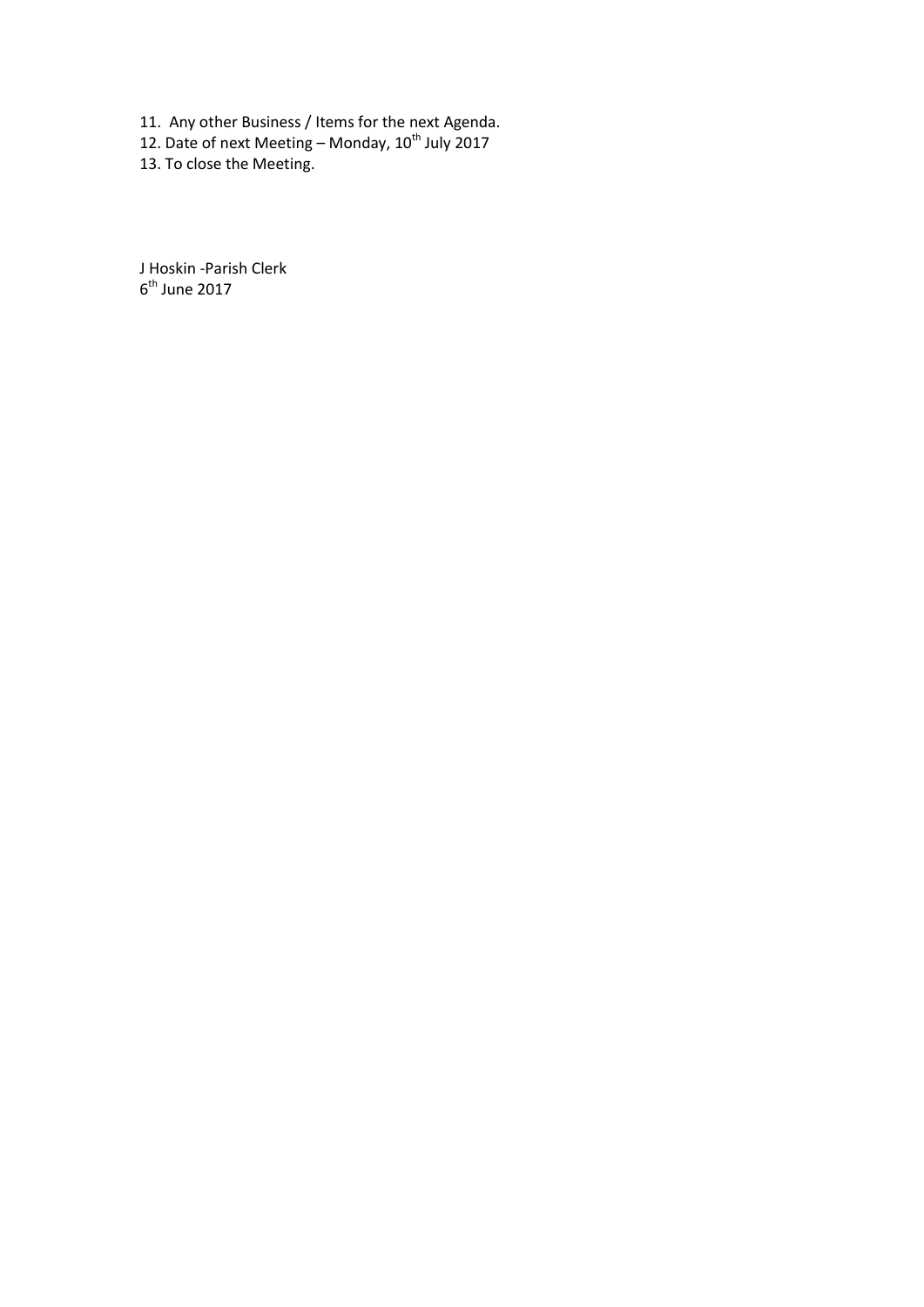11. Any other Business / Items for the next Agenda.
12. Date of next Meeting – Monday, 10th July 2017
13. To close the Meeting.

J Hoskin -Parish Clerk
6th June 2017